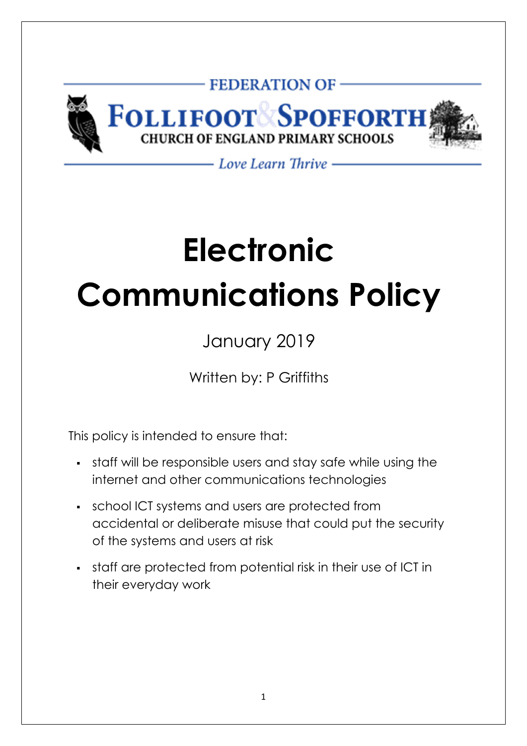FEDERATION OF

FOLLIFOOT & SPOFFORTH

CHURCH OF ENGLAND PRIMARY SCHOOLS

*Love Learn Thrive*

# Electronic Communications Policy

January 2019

Written by: P Griffiths

This policy is intended to ensure that:

- staff will be responsible users and stay safe while using the internet and other communications technologies
- school ICT systems and users are protected from accidental or deliberate misuse that could put the security of the systems and users at risk
- staff are protected from potential risk in their use of ICT in their everyday work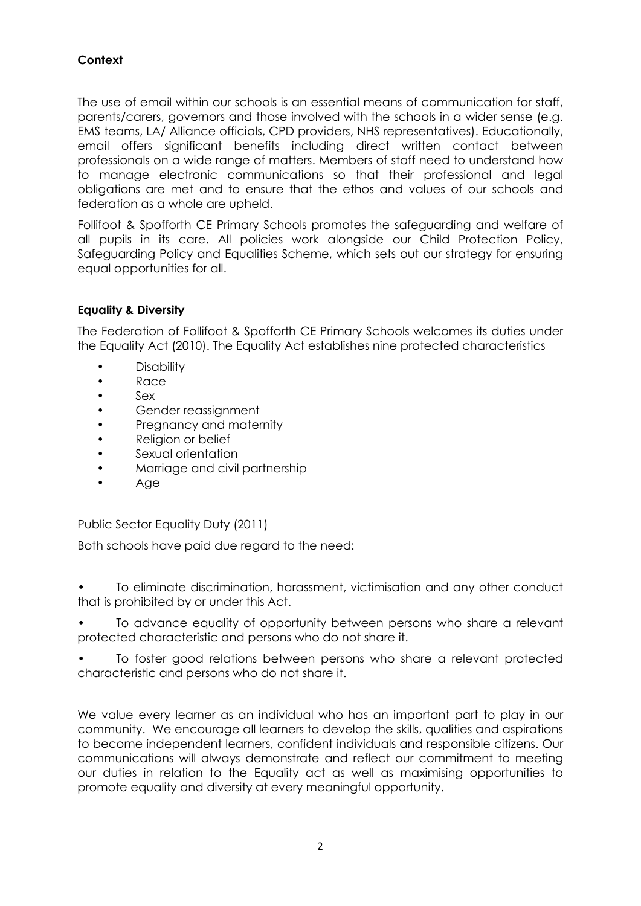## **Context**

The use of email within our schools is an essential means of communication for staff, parents/carers, governors and those involved with the schools in a wider sense (e.g. EMS teams, LA/ Alliance officials, CPD providers, NHS representatives). Educationally, email offers significant benefits including direct written contact between professionals on a wide range of matters. Members of staff need to understand how to manage electronic communications so that their professional and legal obligations are met and to ensure that the ethos and values of our schools and federation as a whole are upheld.

Follifoot & Spofforth CE Primary Schools promotes the safeguarding and welfare of all pupils in its care. All policies work alongside our Child Protection Policy, Safeguarding Policy and Equalities Scheme, which sets out our strategy for ensuring equal opportunities for all.

### **Equality & Diversity**

The Federation of Follifoot & Spofforth CE Primary Schools welcomes its duties under the Equality Act (2010). The Equality Act establishes nine protected characteristics

- Disability
- Race
- Sex
- Gender reassignment
- Pregnancy and maternity
- Religion or belief
- Sexual orientation
- Marriage and civil partnership
- Age

Public Sector Equality Duty (2011)

Both schools have paid due regard to the need:

- To eliminate discrimination, harassment, victimisation and any other conduct that is prohibited by or under this Act.
- To advance equality of opportunity between persons who share a relevant protected characteristic and persons who do not share it.
- To foster good relations between persons who share a relevant protected characteristic and persons who do not share it.

We value every learner as an individual who has an important part to play in our community. We encourage all learners to develop the skills, qualities and aspirations to become independent learners, confident individuals and responsible citizens. Our communications will always demonstrate and reflect our commitment to meeting our duties in relation to the Equality act as well as maximising opportunities to promote equality and diversity at every meaningful opportunity.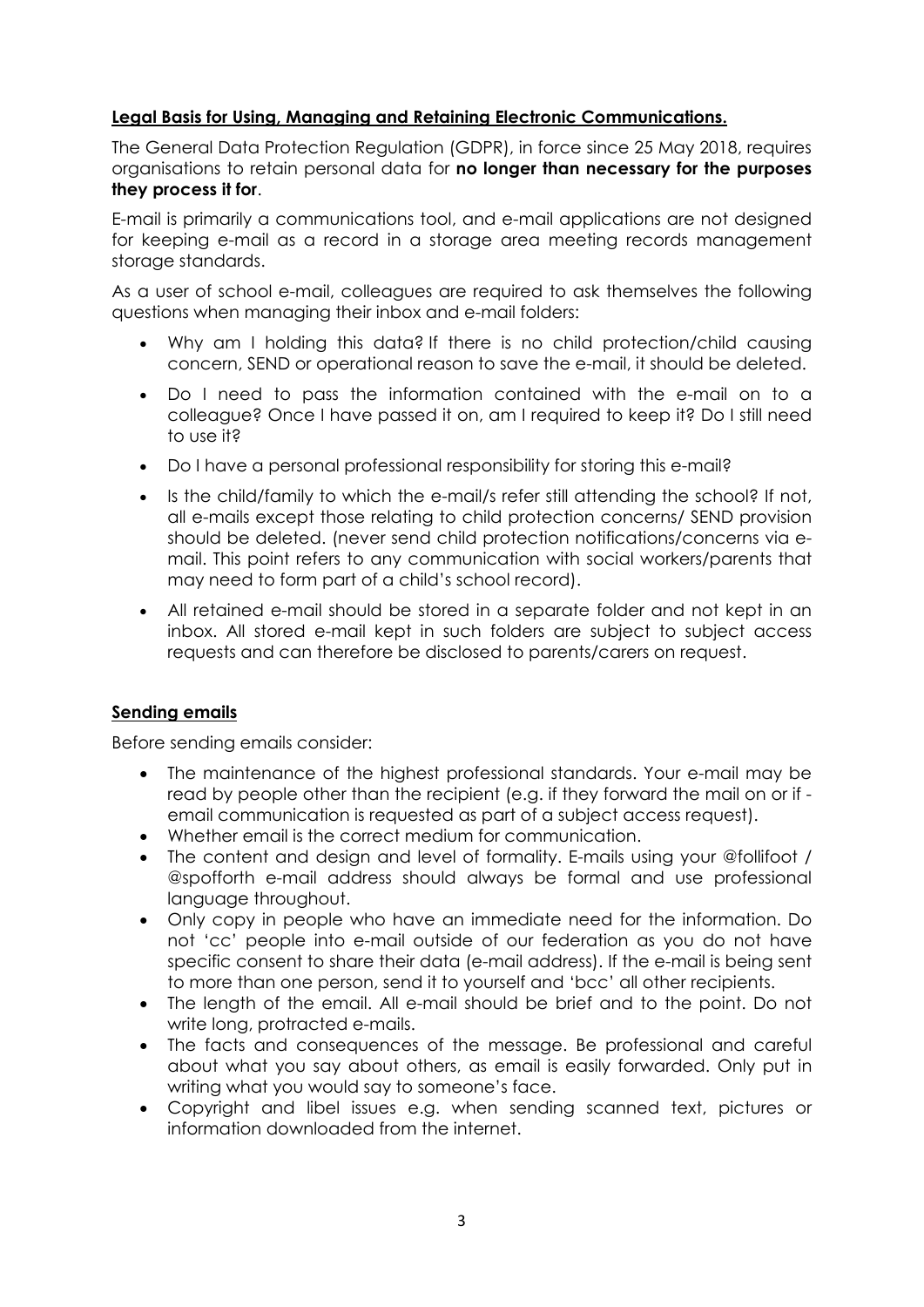**Legal Basis for Using, Managing and Retaining Electronic Communications.**

The General Data Protection Regulation (GDPR), in force since 25 May 2018, requires organisations to retain personal data for **no longer than necessary for the purposes they process it for**.

E-mail is primarily a communications tool, and e-mail applications are not designed for keeping e-mail as a record in a storage area meeting records management storage standards.

As a user of school e-mail, colleagues are required to ask themselves the following questions when managing their inbox and e-mail folders:

- Why am I holding this data? If there is no child protection/child causing concern, SEND or operational reason to save the e-mail, it should be deleted.
- Do I need to pass the information contained with the e-mail on to a colleague? Once I have passed it on, am I required to keep it? Do I still need to use it?
- Do I have a personal professional responsibility for storing this e-mail?
- Is the child/family to which the e-mail/s refer still attending the school? If not, all e-mails except those relating to child protection concerns/ SEND provision should be deleted. (never send child protection notifications/concerns via e-mail. This point refers to any communication with social workers/parents that may need to form part of a child's school record).
- All retained e-mail should be stored in a separate folder and not kept in an inbox. All stored e-mail kept in such folders are subject to subject access requests and can therefore be disclosed to parents/carers on request.

**Sending emails**

Before sending emails consider:

- The maintenance of the highest professional standards. Your e-mail may be read by people other than the recipient (e.g. if they forward the mail on or if - email communication is requested as part of a subject access request).
- Whether email is the correct medium for communication.
- The content and design and level of formality. E-mails using your @follifoot / @spofforth e-mail address should always be formal and use professional language throughout.
- Only copy in people who have an immediate need for the information. Do not 'cc' people into e-mail outside of our federation as you do not have specific consent to share their data (e-mail address). If the e-mail is being sent to more than one person, send it to yourself and 'bcc' all other recipients.
- The length of the email. All e-mail should be brief and to the point. Do not write long, protracted e-mails.
- The facts and consequences of the message. Be professional and careful about what you say about others, as email is easily forwarded. Only put in writing what you would say to someone's face.
- Copyright and libel issues e.g. when sending scanned text, pictures or information downloaded from the internet.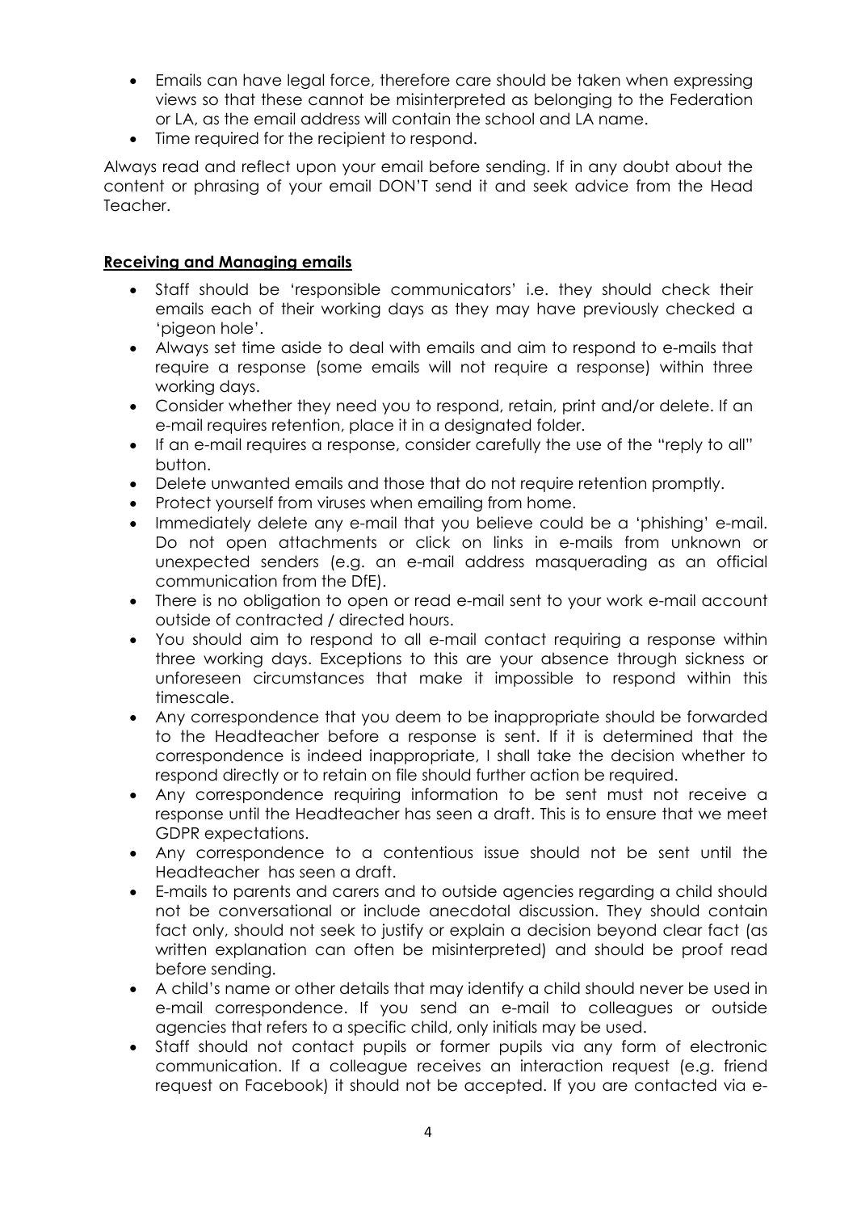- Emails can have legal force, therefore care should be taken when expressing views so that these cannot be misinterpreted as belonging to the Federation or LA, as the email address will contain the school and LA name.
- Time required for the recipient to respond.

Always read and reflect upon your email before sending. If in any doubt about the content or phrasing of your email DON'T send it and seek advice from the Head Teacher.

## Receiving and Managing emails

- Staff should be 'responsible communicators' i.e. they should check their emails each of their working days as they may have previously checked a 'pigeon hole'.
- Always set time aside to deal with emails and aim to respond to e-mails that require a response (some emails will not require a response) within three working days.
- Consider whether they need you to respond, retain, print and/or delete. If an e-mail requires retention, place it in a designated folder.
- If an e-mail requires a response, consider carefully the use of the "reply to all" button.
- Delete unwanted emails and those that do not require retention promptly.
- Protect yourself from viruses when emailing from home.
- Immediately delete any e-mail that you believe could be a 'phishing' e-mail. Do not open attachments or click on links in e-mails from unknown or unexpected senders (e.g. an e-mail address masquerading as an official communication from the DfE).
- There is no obligation to open or read e-mail sent to your work e-mail account outside of contracted / directed hours.
- You should aim to respond to all e-mail contact requiring a response within three working days. Exceptions to this are your absence through sickness or unforeseen circumstances that make it impossible to respond within this timescale.
- Any correspondence that you deem to be inappropriate should be forwarded to the Headteacher before a response is sent. If it is determined that the correspondence is indeed inappropriate, I shall take the decision whether to respond directly or to retain on file should further action be required.
- Any correspondence requiring information to be sent must not receive a response until the Headteacher has seen a draft. This is to ensure that we meet GDPR expectations.
- Any correspondence to a contentious issue should not be sent until the Headteacher has seen a draft.
- E-mails to parents and carers and to outside agencies regarding a child should not be conversational or include anecdotal discussion. They should contain fact only, should not seek to justify or explain a decision beyond clear fact (as written explanation can often be misinterpreted) and should be proof read before sending.
- A child's name or other details that may identify a child should never be used in e-mail correspondence. If you send an e-mail to colleagues or outside agencies that refers to a specific child, only initials may be used.
- Staff should not contact pupils or former pupils via any form of electronic communication. If a colleague receives an interaction request (e.g. friend request on Facebook) it should not be accepted. If you are contacted via e-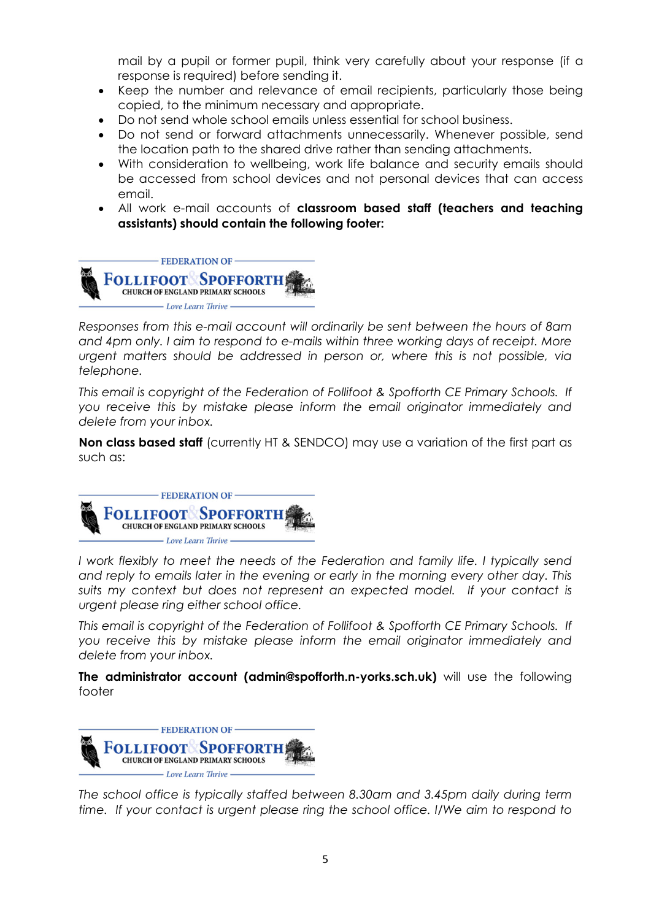mail by a pupil or former pupil, think very carefully about your response (if a response is required) before sending it.

- Keep the number and relevance of email recipients, particularly those being copied, to the minimum necessary and appropriate.
- Do not send whole school emails unless essential for school business.
- Do not send or forward attachments unnecessarily. Whenever possible, send the location path to the shared drive rather than sending attachments.
- With consideration to wellbeing, work life balance and security emails should be accessed from school devices and not personal devices that can access email.
- All work e-mail accounts of **classroom based staff (teachers and teaching assistants) should contain the following footer:**

FEDERATION OF
FOLLIFOOT & SPOFFORTH
CHURCH OF ENGLAND PRIMARY SCHOOLS
Love Learn Thrive

*Responses from this e-mail account will ordinarily be sent between the hours of 8am and 4pm only. I aim to respond to e-mails within three working days of receipt. More urgent matters should be addressed in person or, where this is not possible, via telephone.*

*This email is copyright of the Federation of Follifoot & Spofforth CE Primary Schools. If you receive this by mistake please inform the email originator immediately and delete from your inbox.*

**Non class based staff** (currently HT & SENDCO) may use a variation of the first part as such as:

FEDERATION OF
FOLLIFOOT & SPOFFORTH
CHURCH OF ENGLAND PRIMARY SCHOOLS
Love Learn Thrive

*I work flexibly to meet the needs of the Federation and family life. I typically send and reply to emails later in the evening or early in the morning every other day. This suits my context but does not represent an expected model. If your contact is urgent please ring either school office.*

*This email is copyright of the Federation of Follifoot & Spofforth CE Primary Schools. If you receive this by mistake please inform the email originator immediately and delete from your inbox.*

**The administrator account (admin@spofforth.n-yorks.sch.uk)** will use the following footer

FEDERATION OF
FOLLIFOOT & SPOFFORTH
CHURCH OF ENGLAND PRIMARY SCHOOLS
Love Learn Thrive

*The school office is typically staffed between 8.30am and 3.45pm daily during term time. If your contact is urgent please ring the school office. I/We aim to respond to*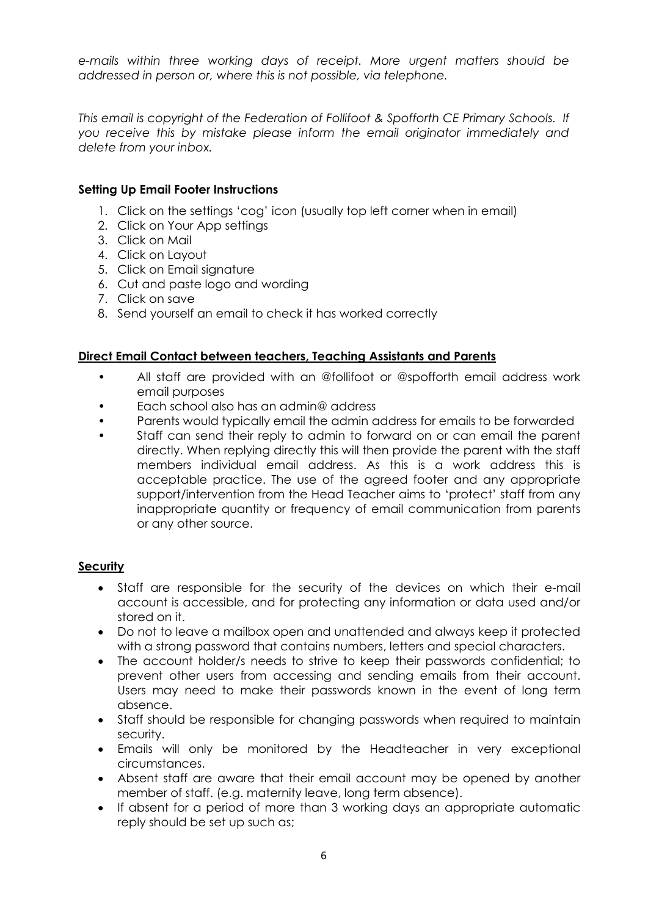*e-mails within three working days of receipt. More urgent matters should be addressed in person or, where this is not possible, via telephone.*

*This email is copyright of the Federation of Follifoot & Spofforth CE Primary Schools. If you receive this by mistake please inform the email originator immediately and delete from your inbox.*

**Setting Up Email Footer Instructions**

1. Click on the settings 'cog' icon (usually top left corner when in email)
2. Click on Your App settings
3. Click on Mail
4. Click on Layout
5. Click on Email signature
6. Cut and paste logo and wording
7. Click on save
8. Send yourself an email to check it has worked correctly

**Direct Email Contact between teachers, Teaching Assistants and Parents**

- All staff are provided with an @follifoot or @spofforth email address work email purposes
- Each school also has an admin@ address
- Parents would typically email the admin address for emails to be forwarded
- Staff can send their reply to admin to forward on or can email the parent directly. When replying directly this will then provide the parent with the staff members individual email address. As this is a work address this is acceptable practice. The use of the agreed footer and any appropriate support/intervention from the Head Teacher aims to 'protect' staff from any inappropriate quantity or frequency of email communication from parents or any other source.

**Security**

- Staff are responsible for the security of the devices on which their e-mail account is accessible, and for protecting any information or data used and/or stored on it.
- Do not to leave a mailbox open and unattended and always keep it protected with a strong password that contains numbers, letters and special characters.
- The account holder/s needs to strive to keep their passwords confidential; to prevent other users from accessing and sending emails from their account. Users may need to make their passwords known in the event of long term absence.
- Staff should be responsible for changing passwords when required to maintain security.
- Emails will only be monitored by the Headteacher in very exceptional circumstances.
- Absent staff are aware that their email account may be opened by another member of staff. (e.g. maternity leave, long term absence).
- If absent for a period of more than 3 working days an appropriate automatic reply should be set up such as;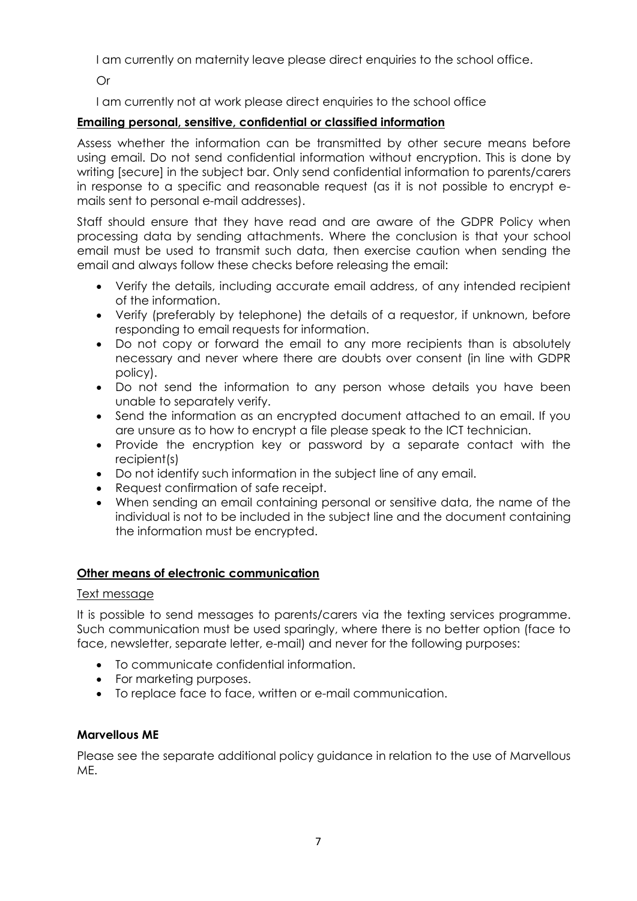I am currently on maternity leave please direct enquiries to the school office.

Or

I am currently not at work please direct enquiries to the school office

**Emailing personal, sensitive, confidential or classified information**

Assess whether the information can be transmitted by other secure means before using email. Do not send confidential information without encryption. This is done by writing [secure] in the subject bar. Only send confidential information to parents/carers in response to a specific and reasonable request (as it is not possible to encrypt e-mails sent to personal e-mail addresses).

Staff should ensure that they have read and are aware of the GDPR Policy when processing data by sending attachments. Where the conclusion is that your school email must be used to transmit such data, then exercise caution when sending the email and always follow these checks before releasing the email:

- Verify the details, including accurate email address, of any intended recipient of the information.
- Verify (preferably by telephone) the details of a requestor, if unknown, before responding to email requests for information.
- Do not copy or forward the email to any more recipients than is absolutely necessary and never where there are doubts over consent (in line with GDPR policy).
- Do not send the information to any person whose details you have been unable to separately verify.
- Send the information as an encrypted document attached to an email. If you are unsure as to how to encrypt a file please speak to the ICT technician.
- Provide the encryption key or password by a separate contact with the recipient(s)
- Do not identify such information in the subject line of any email.
- Request confirmation of safe receipt.
- When sending an email containing personal or sensitive data, the name of the individual is not to be included in the subject line and the document containing the information must be encrypted.

**Other means of electronic communication**

Text message

It is possible to send messages to parents/carers via the texting services programme. Such communication must be used sparingly, where there is no better option (face to face, newsletter, separate letter, e-mail) and never for the following purposes:

- To communicate confidential information.
- For marketing purposes.
- To replace face to face, written or e-mail communication.

**Marvellous ME**

Please see the separate additional policy guidance in relation to the use of Marvellous ME.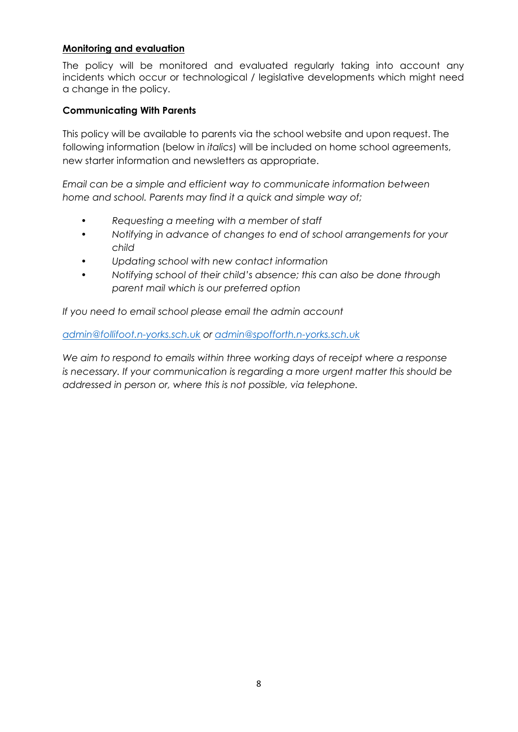**<u>Monitoring and evaluation</u>**

The policy will be monitored and evaluated regularly taking into account any incidents which occur or technological / legislative developments which might need a change in the policy.

**Communicating With Parents**

This policy will be available to parents via the school website and upon request. The following information (below in *italics*) will be included on home school agreements, new starter information and newsletters as appropriate.

*Email can be a simple and efficient way to communicate information between home and school. Parents may find it a quick and simple way of;*

- *Requesting a meeting with a member of staff*
- *Notifying in advance of changes to end of school arrangements for your child*
- *Updating school with new contact information*
- *Notifying school of their child's absence; this can also be done through parent mail which is our preferred option*

*If you need to email school please email the admin account*

*admin@follifoot.n-yorks.sch.uk or admin@spofforth.n-yorks.sch.uk*

*We aim to respond to emails within three working days of receipt where a response is necessary. If your communication is regarding a more urgent matter this should be addressed in person or, where this is not possible, via telephone.*